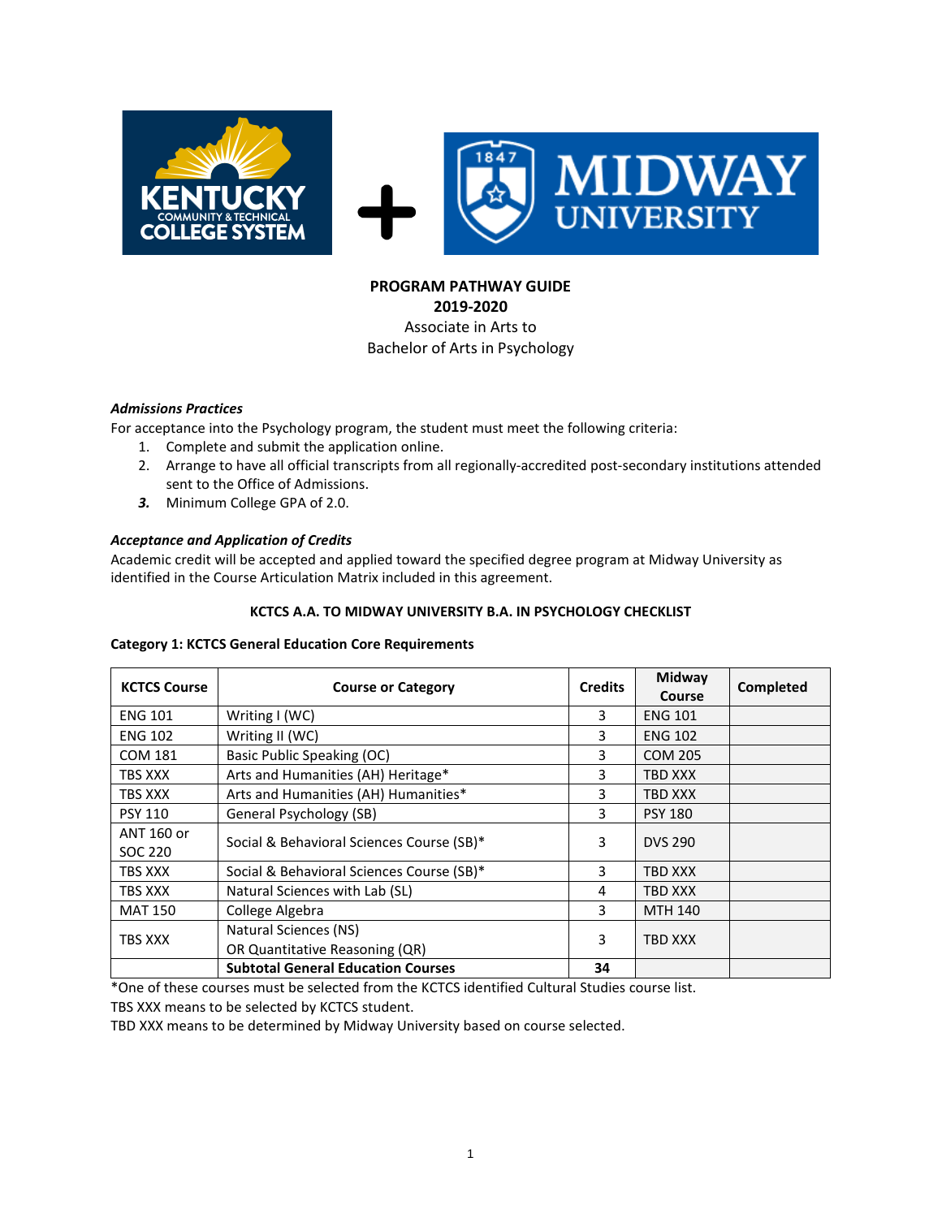**PROGRAM PATHWAY GUIDE**
**2019-2020**
Associate in Arts to
Bachelor of Arts in Psychology

***Admissions Practices***

For acceptance into the Psychology program, the student must meet the following criteria:

1. Complete and submit the application online.
2. Arrange to have all official transcripts from all regionally-accredited post-secondary institutions attended sent to the Office of Admissions.
3. Minimum College GPA of 2.0.

***Acceptance and Application of Credits***

Academic credit will be accepted and applied toward the specified degree program at Midway University as identified in the Course Articulation Matrix included in this agreement.

**KCTCS A.A. TO MIDWAY UNIVERSITY B.A. IN PSYCHOLOGY CHECKLIST**

**Category 1: KCTCS General Education Core Requirements**

| KCTCS Course | Course or Category | Credits | Midway Course | Completed |
|---|---|---|---|---|
| ENG 101 | Writing I (WC) | 3 | ENG 101 | |
| ENG 102 | Writing II (WC) | 3 | ENG 102 | |
| COM 181 | Basic Public Speaking (OC) | 3 | COM 205 | |
| TBS XXX | Arts and Humanities (AH) Heritage* | 3 | TBD XXX | |
| TBS XXX | Arts and Humanities (AH) Humanities* | 3 | TBD XXX | |
| PSY 110 | General Psychology (SB) | 3 | PSY 180 | |
| ANT 160 or SOC 220 | Social & Behavioral Sciences Course (SB)* | 3 | DVS 290 | |
| TBS XXX | Social & Behavioral Sciences Course (SB)* | 3 | TBD XXX | |
| TBS XXX | Natural Sciences with Lab (SL) | 4 | TBD XXX | |
| MAT 150 | College Algebra | 3 | MTH 140 | |
| TBS XXX | Natural Sciences (NS) OR Quantitative Reasoning (QR) | 3 | TBD XXX | |
| | **Subtotal General Education Courses** | **34** | | |

*One of these courses must be selected from the KCTCS identified Cultural Studies course list.

TBS XXX means to be selected by KCTCS student.

TBD XXX means to be determined by Midway University based on course selected.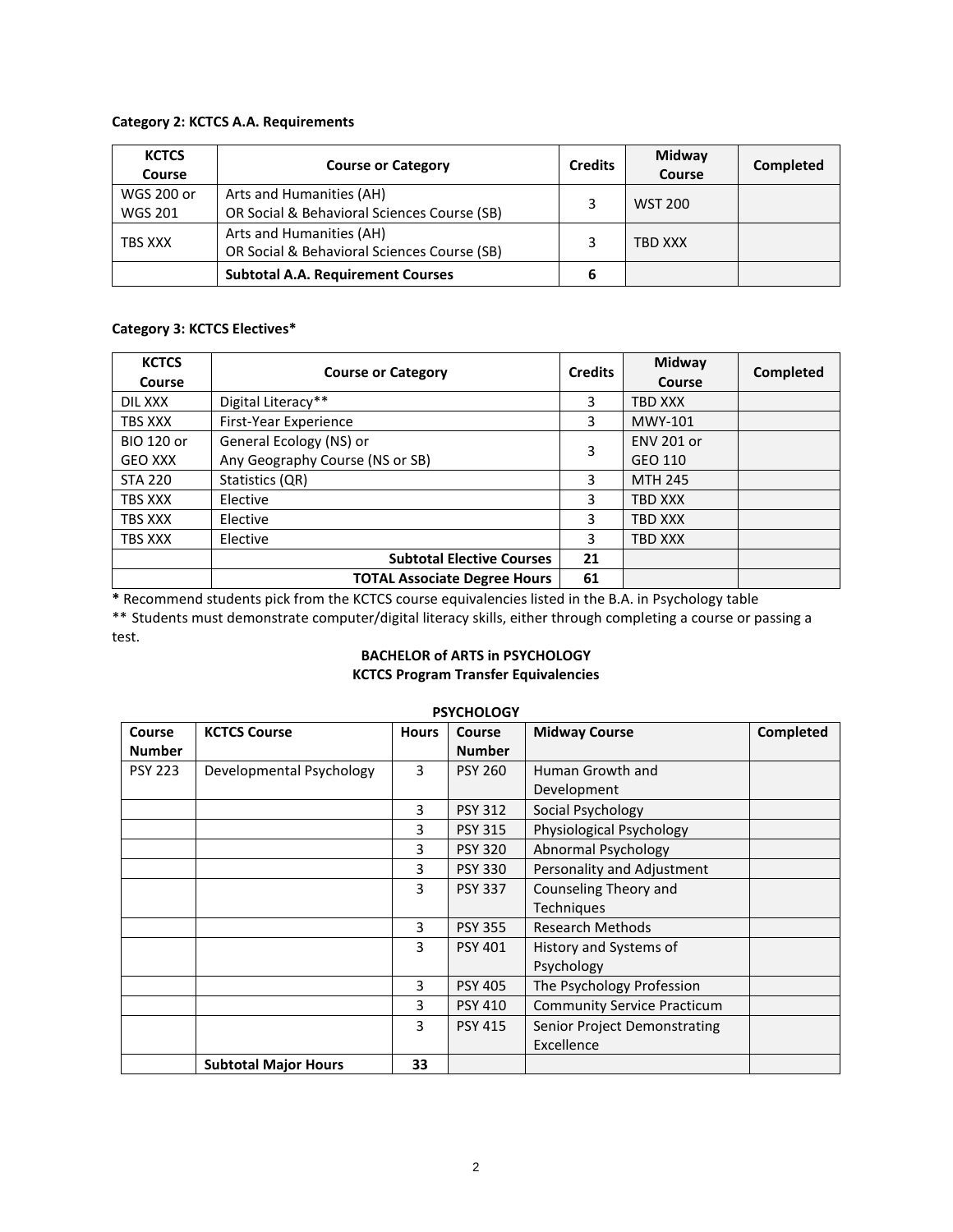**Category 2: KCTCS A.A. Requirements**

| KCTCS Course | Course or Category | Credits | Midway Course | Completed |
|---|---|---|---|---|
| WGS 200 or WGS 201 | Arts and Humanities (AH) OR Social & Behavioral Sciences Course (SB) | 3 | WST 200 | |
| TBS XXX | Arts and Humanities (AH) OR Social & Behavioral Sciences Course (SB) | 3 | TBD XXX | |
| | **Subtotal A.A. Requirement Courses** | **6** | | |

**Category 3: KCTCS Electives***

| KCTCS Course | Course or Category | Credits | Midway Course | Completed |
|---|---|---|---|---|
| DIL XXX | Digital Literacy** | 3 | TBD XXX | |
| TBS XXX | First-Year Experience | 3 | MWY-101 | |
| BIO 120 or GEO XXX | General Ecology (NS) or Any Geography Course (NS or SB) | 3 | ENV 201 or GEO 110 | |
| STA 220 | Statistics (QR) | 3 | MTH 245 | |
| TBS XXX | Elective | 3 | TBD XXX | |
| TBS XXX | Elective | 3 | TBD XXX | |
| TBS XXX | Elective | 3 | TBD XXX | |
| | **Subtotal Elective Courses** | **21** | | |
| | **TOTAL Associate Degree Hours** | **61** | | |

**\*** Recommend students pick from the KCTCS course equivalencies listed in the B.A. in Psychology table

** Students must demonstrate computer/digital literacy skills, either through completing a course or passing a test.

**BACHELOR of ARTS in PSYCHOLOGY**
**KCTCS Program Transfer Equivalencies**

**PSYCHOLOGY**

| Course Number | KCTCS Course | Hours | Course Number | Midway Course | Completed |
|---|---|---|---|---|---|
| PSY 223 | Developmental Psychology | 3 | PSY 260 | Human Growth and Development | |
| | | 3 | PSY 312 | Social Psychology | |
| | | 3 | PSY 315 | Physiological Psychology | |
| | | 3 | PSY 320 | Abnormal Psychology | |
| | | 3 | PSY 330 | Personality and Adjustment | |
| | | 3 | PSY 337 | Counseling Theory and Techniques | |
| | | 3 | PSY 355 | Research Methods | |
| | | 3 | PSY 401 | History and Systems of Psychology | |
| | | 3 | PSY 405 | The Psychology Profession | |
| | | 3 | PSY 410 | Community Service Practicum | |
| | | 3 | PSY 415 | Senior Project Demonstrating Excellence | |
| | **Subtotal Major Hours** | **33** | | | |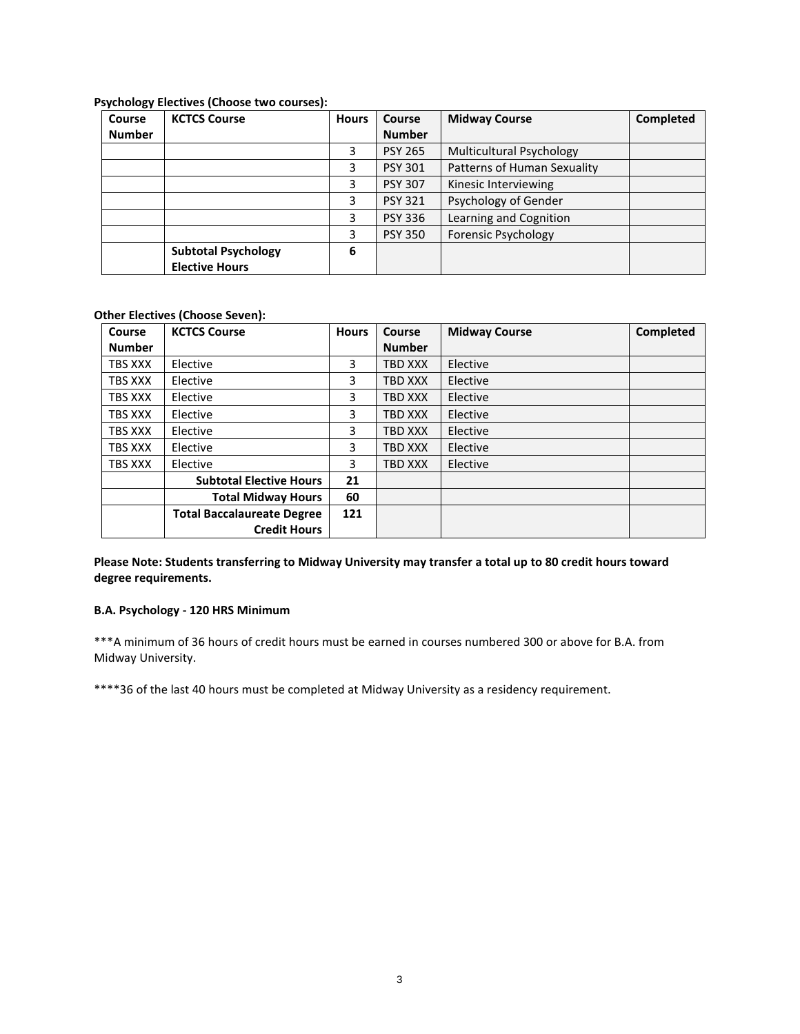**Psychology Electives (Choose two courses):**

| Course Number | KCTCS Course | Hours | Course Number | Midway Course | Completed |
|---|---|---|---|---|---|
| | | 3 | PSY 265 | Multicultural Psychology | |
| | | 3 | PSY 301 | Patterns of Human Sexuality | |
| | | 3 | PSY 307 | Kinesic Interviewing | |
| | | 3 | PSY 321 | Psychology of Gender | |
| | | 3 | PSY 336 | Learning and Cognition | |
| | | 3 | PSY 350 | Forensic Psychology | |
| | **Subtotal Psychology Elective Hours** | **6** | | | |

**Other Electives (Choose Seven):**

| Course Number | KCTCS Course | Hours | Course Number | Midway Course | Completed |
|---|---|---|---|---|---|
| TBS XXX | Elective | 3 | TBD XXX | Elective | |
| TBS XXX | Elective | 3 | TBD XXX | Elective | |
| TBS XXX | Elective | 3 | TBD XXX | Elective | |
| TBS XXX | Elective | 3 | TBD XXX | Elective | |
| TBS XXX | Elective | 3 | TBD XXX | Elective | |
| TBS XXX | Elective | 3 | TBD XXX | Elective | |
| TBS XXX | Elective | 3 | TBD XXX | Elective | |
| | **Subtotal Elective Hours** | **21** | | | |
| | **Total Midway Hours** | **60** | | | |
| | **Total Baccalaureate Degree Credit Hours** | **121** | | | |

**Please Note: Students transferring to Midway University may transfer a total up to 80 credit hours toward degree requirements.**

**B.A. Psychology - 120 HRS Minimum**

***A minimum of 36 hours of credit hours must be earned in courses numbered 300 or above for B.A. from Midway University.

****36 of the last 40 hours must be completed at Midway University as a residency requirement.